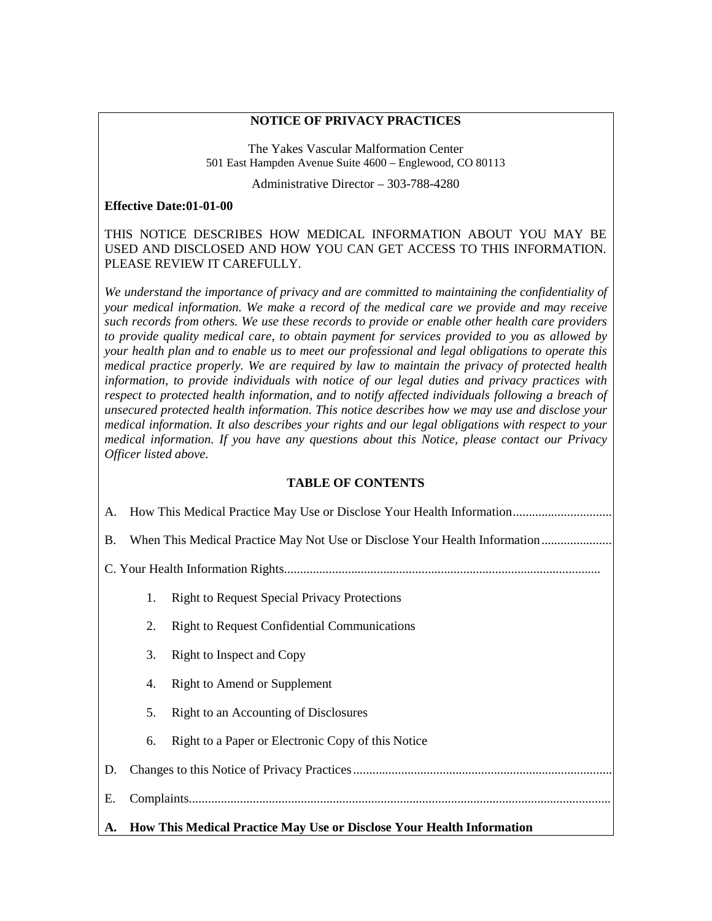## NOTICE OF PRIVACY PRACTICES

The Yakes Vascular Malformation Center
501 East Hampden Avenue Suite 4600 – Englewood, CO 80113

Administrative Director – 303-788-4280

**Effective Date:01-01-00**

THIS NOTICE DESCRIBES HOW MEDICAL INFORMATION ABOUT YOU MAY BE USED AND DISCLOSED AND HOW YOU CAN GET ACCESS TO THIS INFORMATION. PLEASE REVIEW IT CAREFULLY.

*We understand the importance of privacy and are committed to maintaining the confidentiality of your medical information. We make a record of the medical care we provide and may receive such records from others. We use these records to provide or enable other health care providers to provide quality medical care, to obtain payment for services provided to you as allowed by your health plan and to enable us to meet our professional and legal obligations to operate this medical practice properly. We are required by law to maintain the privacy of protected health information, to provide individuals with notice of our legal duties and privacy practices with respect to protected health information, and to notify affected individuals following a breach of unsecured protected health information. This notice describes how we may use and disclose your medical information. It also describes your rights and our legal obligations with respect to your medical information. If you have any questions about this Notice, please contact our Privacy Officer listed above.*

### TABLE OF CONTENTS

A. How This Medical Practice May Use or Disclose Your Health Information

B. When This Medical Practice May Not Use or Disclose Your Health Information

C. Your Health Information Rights

1. Right to Request Special Privacy Protections
2. Right to Request Confidential Communications
3. Right to Inspect and Copy
4. Right to Amend or Supplement
5. Right to an Accounting of Disclosures
6. Right to a Paper or Electronic Copy of this Notice

D. Changes to this Notice of Privacy Practices

E. Complaints

### A. How This Medical Practice May Use or Disclose Your Health Information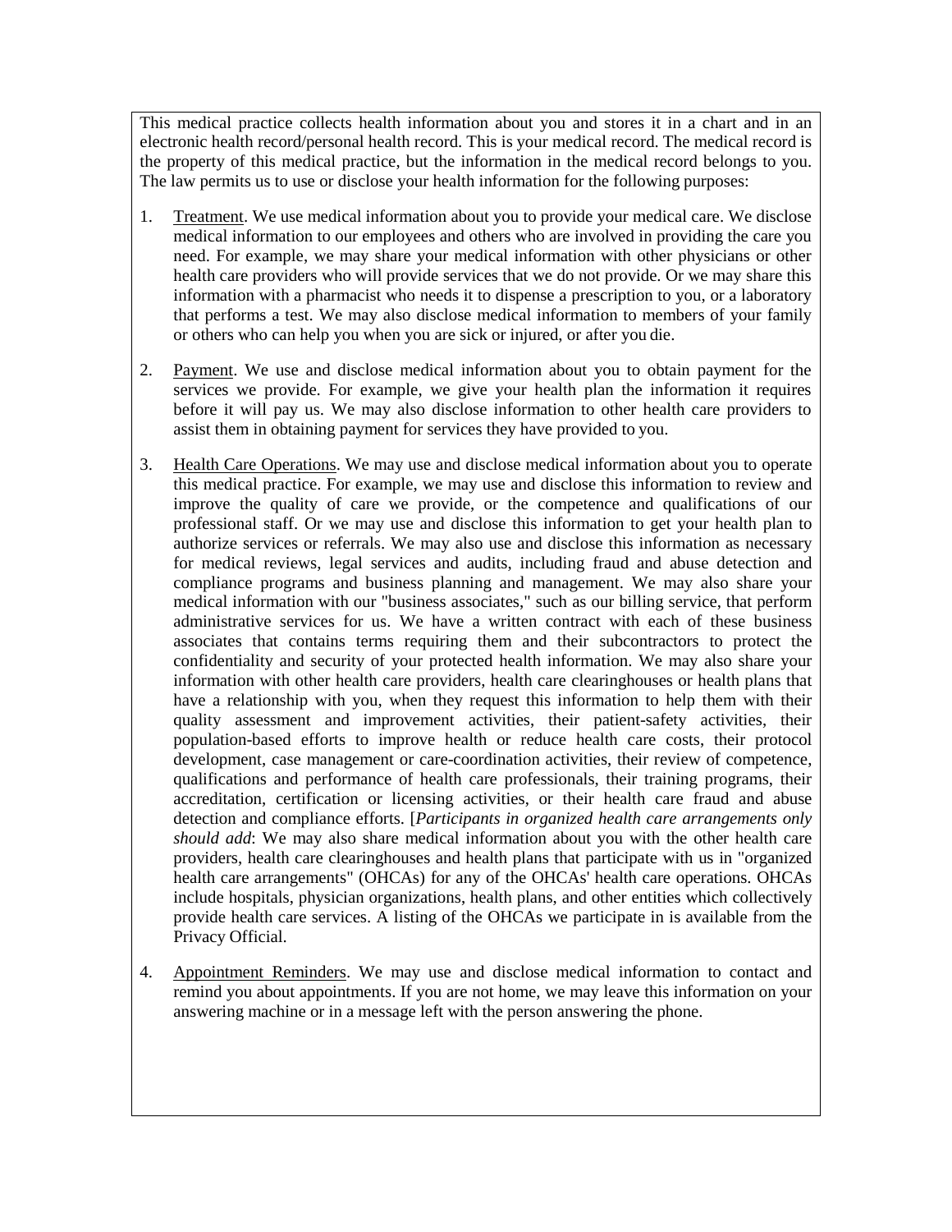This medical practice collects health information about you and stores it in a chart and in an electronic health record/personal health record. This is your medical record. The medical record is the property of this medical practice, but the information in the medical record belongs to you. The law permits us to use or disclose your health information for the following purposes:

1. Treatment. We use medical information about you to provide your medical care. We disclose medical information to our employees and others who are involved in providing the care you need. For example, we may share your medical information with other physicians or other health care providers who will provide services that we do not provide. Or we may share this information with a pharmacist who needs it to dispense a prescription to you, or a laboratory that performs a test. We may also disclose medical information to members of your family or others who can help you when you are sick or injured, or after you die.

2. Payment. We use and disclose medical information about you to obtain payment for the services we provide. For example, we give your health plan the information it requires before it will pay us. We may also disclose information to other health care providers to assist them in obtaining payment for services they have provided to you.

3. Health Care Operations. We may use and disclose medical information about you to operate this medical practice. For example, we may use and disclose this information to review and improve the quality of care we provide, or the competence and qualifications of our professional staff. Or we may use and disclose this information to get your health plan to authorize services or referrals. We may also use and disclose this information as necessary for medical reviews, legal services and audits, including fraud and abuse detection and compliance programs and business planning and management. We may also share your medical information with our "business associates," such as our billing service, that perform administrative services for us. We have a written contract with each of these business associates that contains terms requiring them and their subcontractors to protect the confidentiality and security of your protected health information. We may also share your information with other health care providers, health care clearinghouses or health plans that have a relationship with you, when they request this information to help them with their quality assessment and improvement activities, their patient-safety activities, their population-based efforts to improve health or reduce health care costs, their protocol development, case management or care-coordination activities, their review of competence, qualifications and performance of health care professionals, their training programs, their accreditation, certification or licensing activities, or their health care fraud and abuse detection and compliance efforts. [*Participants in organized health care arrangements only should add*: We may also share medical information about you with the other health care providers, health care clearinghouses and health plans that participate with us in "organized health care arrangements" (OHCAs) for any of the OHCAs' health care operations. OHCAs include hospitals, physician organizations, health plans, and other entities which collectively provide health care services. A listing of the OHCAs we participate in is available from the Privacy Official.

4. Appointment Reminders. We may use and disclose medical information to contact and remind you about appointments. If you are not home, we may leave this information on your answering machine or in a message left with the person answering the phone.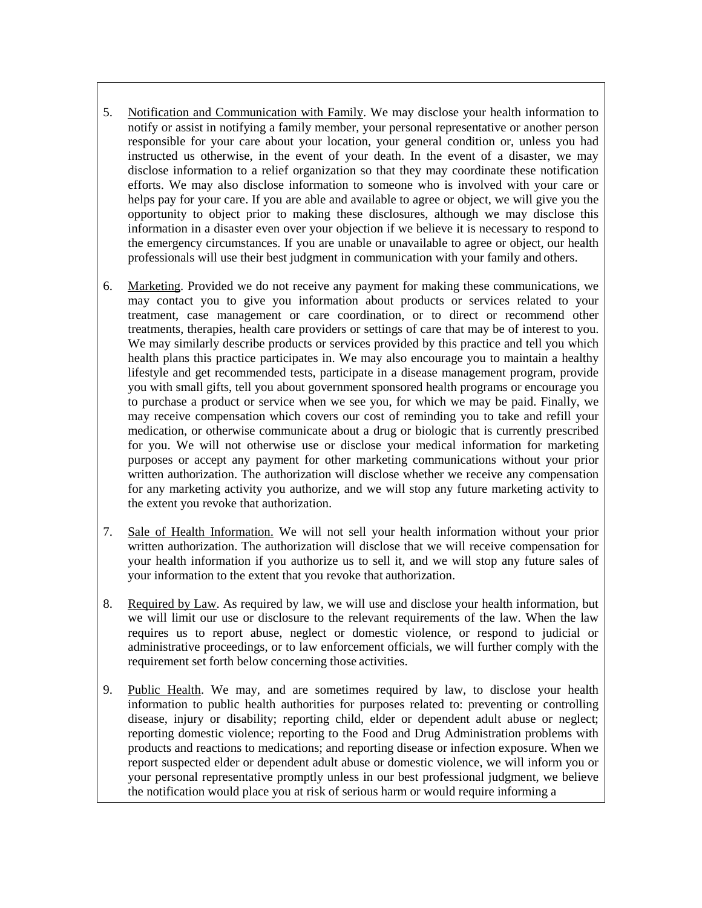5. Notification and Communication with Family. We may disclose your health information to notify or assist in notifying a family member, your personal representative or another person responsible for your care about your location, your general condition or, unless you had instructed us otherwise, in the event of your death. In the event of a disaster, we may disclose information to a relief organization so that they may coordinate these notification efforts. We may also disclose information to someone who is involved with your care or helps pay for your care. If you are able and available to agree or object, we will give you the opportunity to object prior to making these disclosures, although we may disclose this information in a disaster even over your objection if we believe it is necessary to respond to the emergency circumstances. If you are unable or unavailable to agree or object, our health professionals will use their best judgment in communication with your family and others.

6. Marketing. Provided we do not receive any payment for making these communications, we may contact you to give you information about products or services related to your treatment, case management or care coordination, or to direct or recommend other treatments, therapies, health care providers or settings of care that may be of interest to you. We may similarly describe products or services provided by this practice and tell you which health plans this practice participates in. We may also encourage you to maintain a healthy lifestyle and get recommended tests, participate in a disease management program, provide you with small gifts, tell you about government sponsored health programs or encourage you to purchase a product or service when we see you, for which we may be paid. Finally, we may receive compensation which covers our cost of reminding you to take and refill your medication, or otherwise communicate about a drug or biologic that is currently prescribed for you. We will not otherwise use or disclose your medical information for marketing purposes or accept any payment for other marketing communications without your prior written authorization. The authorization will disclose whether we receive any compensation for any marketing activity you authorize, and we will stop any future marketing activity to the extent you revoke that authorization.

7. Sale of Health Information. We will not sell your health information without your prior written authorization. The authorization will disclose that we will receive compensation for your health information if you authorize us to sell it, and we will stop any future sales of your information to the extent that you revoke that authorization.

8. Required by Law. As required by law, we will use and disclose your health information, but we will limit our use or disclosure to the relevant requirements of the law. When the law requires us to report abuse, neglect or domestic violence, or respond to judicial or administrative proceedings, or to law enforcement officials, we will further comply with the requirement set forth below concerning those activities.

9. Public Health. We may, and are sometimes required by law, to disclose your health information to public health authorities for purposes related to: preventing or controlling disease, injury or disability; reporting child, elder or dependent adult abuse or neglect; reporting domestic violence; reporting to the Food and Drug Administration problems with products and reactions to medications; and reporting disease or infection exposure. When we report suspected elder or dependent adult abuse or domestic violence, we will inform you or your personal representative promptly unless in our best professional judgment, we believe the notification would place you at risk of serious harm or would require informing a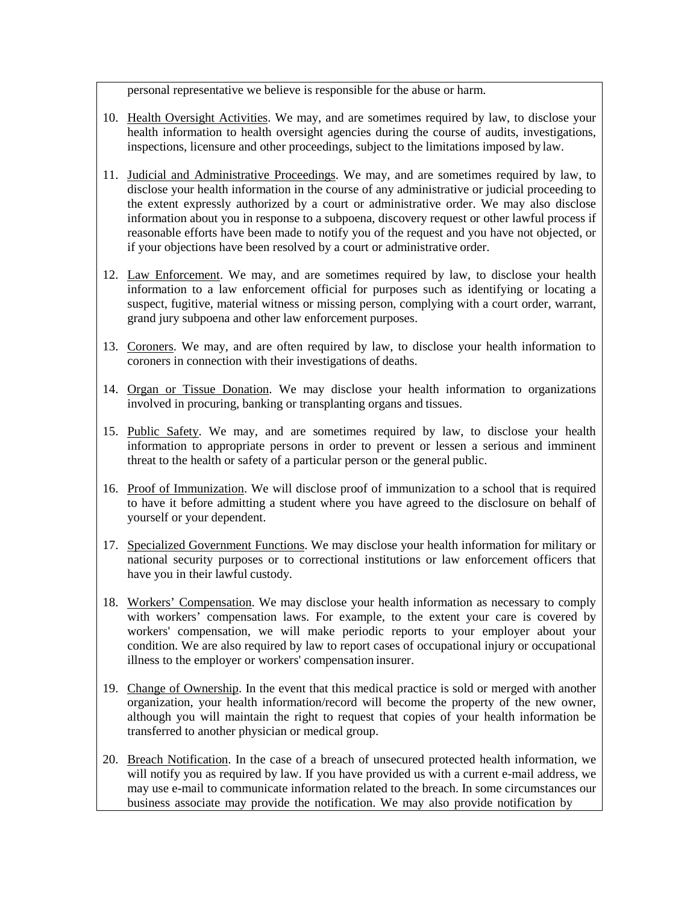personal representative we believe is responsible for the abuse or harm.

10. Health Oversight Activities. We may, and are sometimes required by law, to disclose your health information to health oversight agencies during the course of audits, investigations, inspections, licensure and other proceedings, subject to the limitations imposed by law.

11. Judicial and Administrative Proceedings. We may, and are sometimes required by law, to disclose your health information in the course of any administrative or judicial proceeding to the extent expressly authorized by a court or administrative order. We may also disclose information about you in response to a subpoena, discovery request or other lawful process if reasonable efforts have been made to notify you of the request and you have not objected, or if your objections have been resolved by a court or administrative order.

12. Law Enforcement. We may, and are sometimes required by law, to disclose your health information to a law enforcement official for purposes such as identifying or locating a suspect, fugitive, material witness or missing person, complying with a court order, warrant, grand jury subpoena and other law enforcement purposes.

13. Coroners. We may, and are often required by law, to disclose your health information to coroners in connection with their investigations of deaths.

14. Organ or Tissue Donation. We may disclose your health information to organizations involved in procuring, banking or transplanting organs and tissues.

15. Public Safety. We may, and are sometimes required by law, to disclose your health information to appropriate persons in order to prevent or lessen a serious and imminent threat to the health or safety of a particular person or the general public.

16. Proof of Immunization. We will disclose proof of immunization to a school that is required to have it before admitting a student where you have agreed to the disclosure on behalf of yourself or your dependent.

17. Specialized Government Functions. We may disclose your health information for military or national security purposes or to correctional institutions or law enforcement officers that have you in their lawful custody.

18. Workers' Compensation. We may disclose your health information as necessary to comply with workers' compensation laws. For example, to the extent your care is covered by workers' compensation, we will make periodic reports to your employer about your condition. We are also required by law to report cases of occupational injury or occupational illness to the employer or workers' compensation insurer.

19. Change of Ownership. In the event that this medical practice is sold or merged with another organization, your health information/record will become the property of the new owner, although you will maintain the right to request that copies of your health information be transferred to another physician or medical group.

20. Breach Notification. In the case of a breach of unsecured protected health information, we will notify you as required by law. If you have provided us with a current e-mail address, we may use e-mail to communicate information related to the breach. In some circumstances our business associate may provide the notification. We may also provide notification by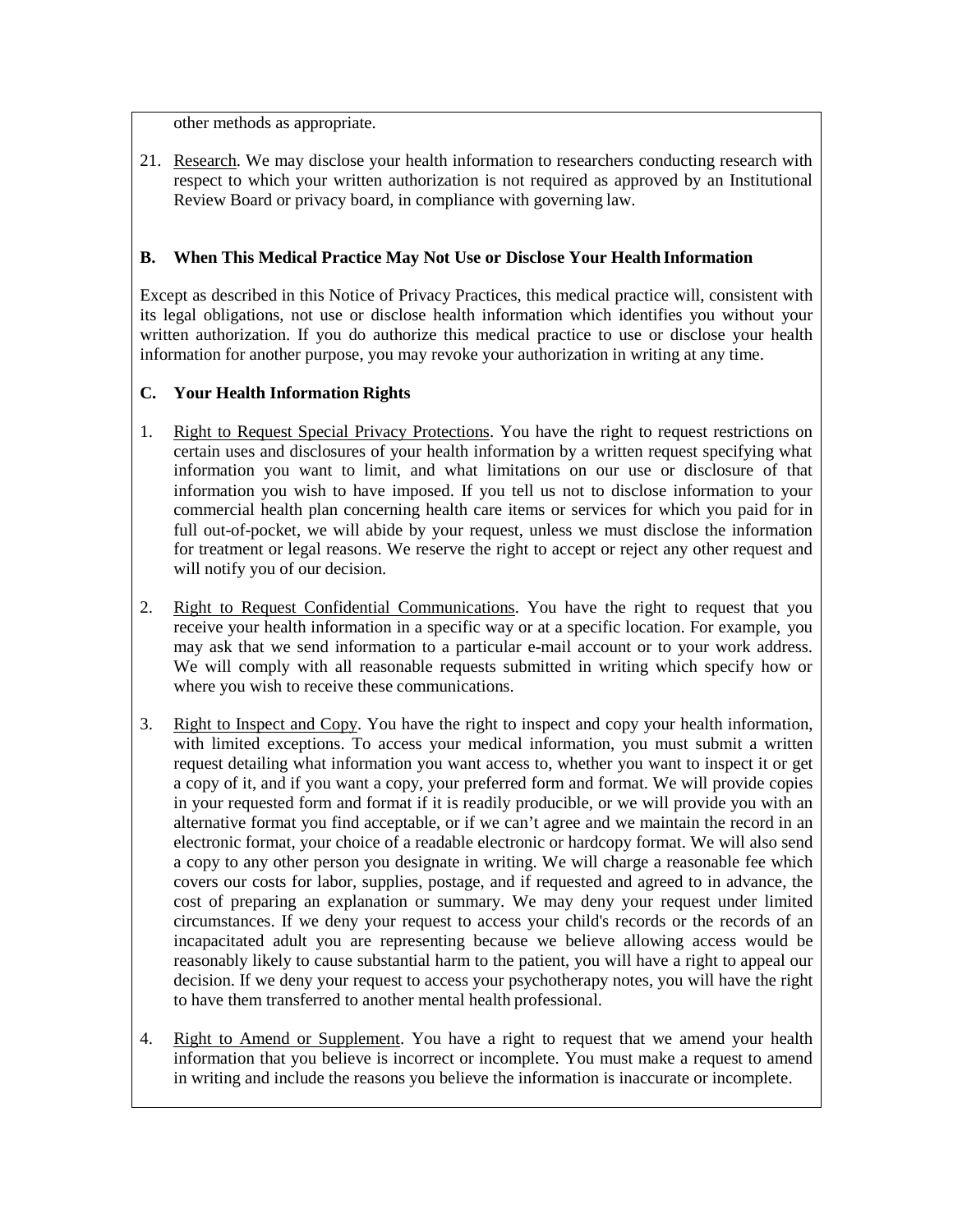other methods as appropriate.

21. Research. We may disclose your health information to researchers conducting research with respect to which your written authorization is not required as approved by an Institutional Review Board or privacy board, in compliance with governing law.

**B. When This Medical Practice May Not Use or Disclose Your Health Information**

Except as described in this Notice of Privacy Practices, this medical practice will, consistent with its legal obligations, not use or disclose health information which identifies you without your written authorization. If you do authorize this medical practice to use or disclose your health information for another purpose, you may revoke your authorization in writing at any time.

**C. Your Health Information Rights**

1. Right to Request Special Privacy Protections. You have the right to request restrictions on certain uses and disclosures of your health information by a written request specifying what information you want to limit, and what limitations on our use or disclosure of that information you wish to have imposed. If you tell us not to disclose information to your commercial health plan concerning health care items or services for which you paid for in full out-of-pocket, we will abide by your request, unless we must disclose the information for treatment or legal reasons. We reserve the right to accept or reject any other request and will notify you of our decision.

2. Right to Request Confidential Communications. You have the right to request that you receive your health information in a specific way or at a specific location. For example, you may ask that we send information to a particular e-mail account or to your work address. We will comply with all reasonable requests submitted in writing which specify how or where you wish to receive these communications.

3. Right to Inspect and Copy. You have the right to inspect and copy your health information, with limited exceptions. To access your medical information, you must submit a written request detailing what information you want access to, whether you want to inspect it or get a copy of it, and if you want a copy, your preferred form and format. We will provide copies in your requested form and format if it is readily producible, or we will provide you with an alternative format you find acceptable, or if we can't agree and we maintain the record in an electronic format, your choice of a readable electronic or hardcopy format. We will also send a copy to any other person you designate in writing. We will charge a reasonable fee which covers our costs for labor, supplies, postage, and if requested and agreed to in advance, the cost of preparing an explanation or summary. We may deny your request under limited circumstances. If we deny your request to access your child's records or the records of an incapacitated adult you are representing because we believe allowing access would be reasonably likely to cause substantial harm to the patient, you will have a right to appeal our decision. If we deny your request to access your psychotherapy notes, you will have the right to have them transferred to another mental health professional.

4. Right to Amend or Supplement. You have a right to request that we amend your health information that you believe is incorrect or incomplete. You must make a request to amend in writing and include the reasons you believe the information is inaccurate or incomplete.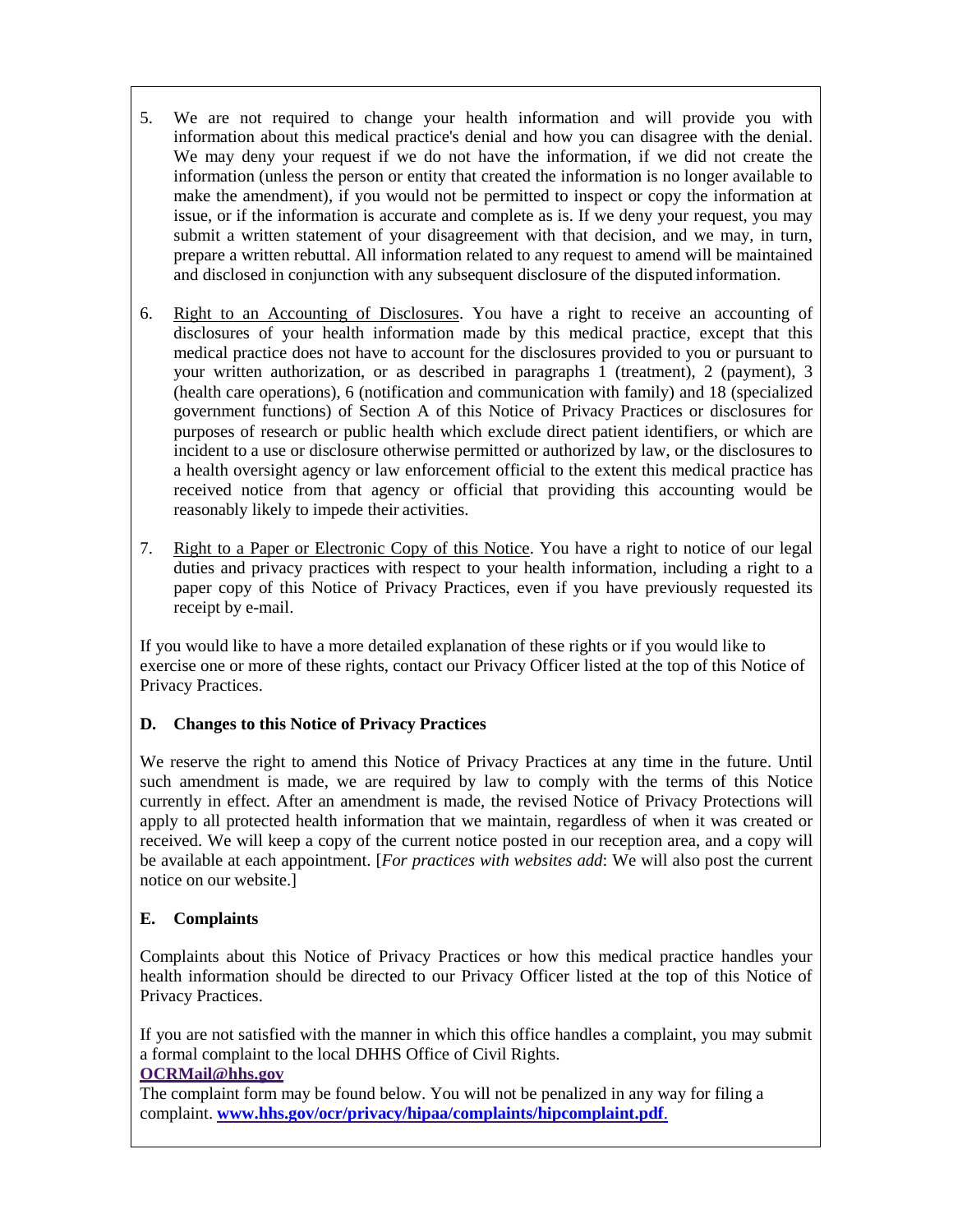5. We are not required to change your health information and will provide you with information about this medical practice's denial and how you can disagree with the denial. We may deny your request if we do not have the information, if we did not create the information (unless the person or entity that created the information is no longer available to make the amendment), if you would not be permitted to inspect or copy the information at issue, or if the information is accurate and complete as is. If we deny your request, you may submit a written statement of your disagreement with that decision, and we may, in turn, prepare a written rebuttal. All information related to any request to amend will be maintained and disclosed in conjunction with any subsequent disclosure of the disputed information.

6. Right to an Accounting of Disclosures. You have a right to receive an accounting of disclosures of your health information made by this medical practice, except that this medical practice does not have to account for the disclosures provided to you or pursuant to your written authorization, or as described in paragraphs 1 (treatment), 2 (payment), 3 (health care operations), 6 (notification and communication with family) and 18 (specialized government functions) of Section A of this Notice of Privacy Practices or disclosures for purposes of research or public health which exclude direct patient identifiers, or which are incident to a use or disclosure otherwise permitted or authorized by law, or the disclosures to a health oversight agency or law enforcement official to the extent this medical practice has received notice from that agency or official that providing this accounting would be reasonably likely to impede their activities.

7. Right to a Paper or Electronic Copy of this Notice. You have a right to notice of our legal duties and privacy practices with respect to your health information, including a right to a paper copy of this Notice of Privacy Practices, even if you have previously requested its receipt by e-mail.

If you would like to have a more detailed explanation of these rights or if you would like to exercise one or more of these rights, contact our Privacy Officer listed at the top of this Notice of Privacy Practices.

### D. Changes to this Notice of Privacy Practices

We reserve the right to amend this Notice of Privacy Practices at any time in the future. Until such amendment is made, we are required by law to comply with the terms of this Notice currently in effect. After an amendment is made, the revised Notice of Privacy Protections will apply to all protected health information that we maintain, regardless of when it was created or received. We will keep a copy of the current notice posted in our reception area, and a copy will be available at each appointment. [*For practices with websites add*: We will also post the current notice on our website.]

### E. Complaints

Complaints about this Notice of Privacy Practices or how this medical practice handles your health information should be directed to our Privacy Officer listed at the top of this Notice of Privacy Practices.

If you are not satisfied with the manner in which this office handles a complaint, you may submit a formal complaint to the local DHHS Office of Civil Rights.
**OCRMail@hhs.gov**
The complaint form may be found below. You will not be penalized in any way for filing a complaint. **www.hhs.gov/ocr/privacy/hipaa/complaints/hipcomplaint.pdf**.